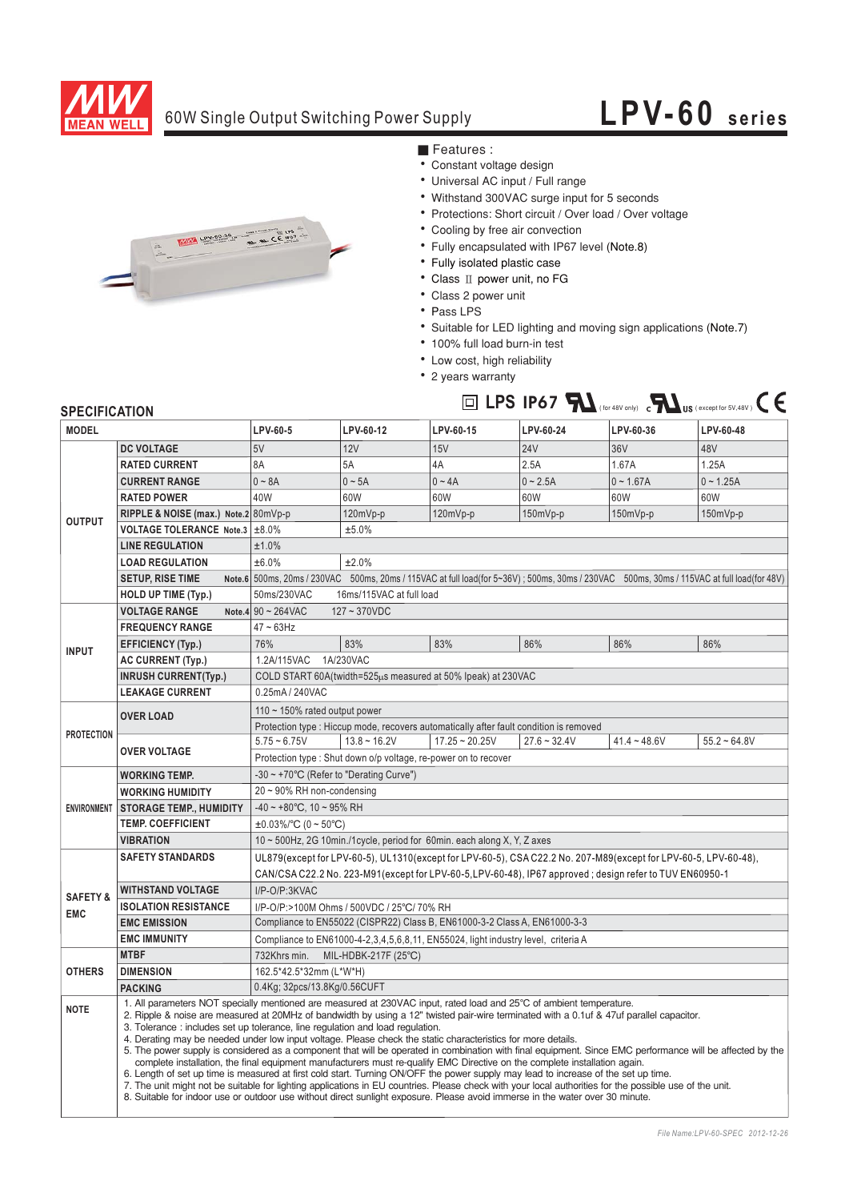MEAN WELL

# 60W Single Output Switching Power Supply

# LPV-60 series

## ■ Features :

- Constant voltage design
- Universal AC input / Full range
- Withstand 300VAC surge input for 5 seconds
- Protections: Short circuit / Over load / Over voltage
- Cooling by free air convection
- Fully encapsulated with IP67 level (Note.8)
- Fully isolated plastic case
- Class Ⅱ power unit, no FG
- Class 2 power unit
- Pass LPS
- Suitable for LED lighting and moving sign applications (Note.7)
- 100% full load burn-in test
- Low cost, high reliability
- 2 years warranty

LPS IP67 (for 48V only) (except for 5V,48V) CE

## SPECIFICATION

| MODEL | | LPV-60-5 | LPV-60-12 | LPV-60-15 | LPV-60-24 | LPV-60-36 | LPV-60-48 |
|---|---|---|---|---|---|---|---|
| OUTPUT | DC VOLTAGE | 5V | 12V | 15V | 24V | 36V | 48V |
| | RATED CURRENT | 8A | 5A | 4A | 2.5A | 1.67A | 1.25A |
| | CURRENT RANGE | 0 ~ 8A | 0 ~ 5A | 0 ~ 4A | 0 ~ 2.5A | 0 ~ 1.67A | 0 ~ 1.25A |
| | RATED POWER | 40W | 60W | 60W | 60W | 60W | 60W |
| | RIPPLE & NOISE (max.) Note.2 | 80mVp-p | 120mVp-p | 120mVp-p | 150mVp-p | 150mVp-p | 150mVp-p |
| | VOLTAGE TOLERANCE Note.3 | ±8.0% | ±5.0% | | | | |
| | LINE REGULATION | ±1.0% | | | | | |
| | LOAD REGULATION | ±6.0% | ±2.0% | | | | |
| | SETUP, RISE TIME Note.6 | 500ms, 20ms / 230VAC 500ms, 20ms / 115VAC at full load(for 5~36V) ; 500ms, 30ms / 230VAC 500ms, 30ms / 115VAC at full load(for 48V) | | | | | |
| | HOLD UP TIME (Typ.) | 50ms/230VAC 16ms/115VAC at full load | | | | | |
| INPUT | VOLTAGE RANGE Note.4 | 90 ~ 264VAC 127 ~ 370VDC | | | | | |
| | FREQUENCY RANGE | 47 ~ 63Hz | | | | | |
| | EFFICIENCY (Typ.) | 76% | 83% | 83% | 86% | 86% | 86% |
| | AC CURRENT (Typ.) | 1.2A/115VAC 1A/230VAC | | | | | |
| | INRUSH CURRENT(Typ.) | COLD START 60A(twidth=525μs measured at 50% Ipeak) at 230VAC | | | | | |
| | LEAKAGE CURRENT | 0.25mA / 240VAC | | | | | |
| PROTECTION | OVER LOAD | 110 ~ 150% rated output power | | | | | |
| | | Protection type : Hiccup mode, recovers automatically after fault condition is removed | | | | | |
| | OVER VOLTAGE | 5.75 ~ 6.75V | 13.8 ~ 16.2V | 17.25 ~ 20.25V | 27.6 ~ 32.4V | 41.4 ~ 48.6V | 55.2 ~ 64.8V |
| | | Protection type : Shut down o/p voltage, re-power on to recover | | | | | |
| ENVIRONMENT | WORKING TEMP. | -30 ~ +70℃ (Refer to "Derating Curve") | | | | | |
| | WORKING HUMIDITY | 20 ~ 90% RH non-condensing | | | | | |
| | STORAGE TEMP., HUMIDITY | -40 ~ +80℃, 10 ~ 95% RH | | | | | |
| | TEMP. COEFFICIENT | ±0.03%/℃ (0 ~ 50℃) | | | | | |
| | VIBRATION | 10 ~ 500Hz, 2G 10min./1cycle, period for 60min. each along X, Y, Z axes | | | | | |
| SAFETY & EMC | SAFETY STANDARDS | UL879(except for LPV-60-5), UL1310(except for LPV-60-5), CSA C22.2 No. 207-M89(except for LPV-60-5, LPV-60-48), CAN/CSA C22.2 No. 223-M91(except for LPV-60-5,LPV-60-48), IP67 approved ; design refer to TUV EN60950-1 | | | | | |
| | WITHSTAND VOLTAGE | I/P-O/P:3KVAC | | | | | |
| | ISOLATION RESISTANCE | I/P-O/P:>100M Ohms / 500VDC / 25℃/ 70% RH | | | | | |
| | EMC EMISSION | Compliance to EN55022 (CISPR22) Class B, EN61000-3-2 Class A, EN61000-3-3 | | | | | |
| | EMC IMMUNITY | Compliance to EN61000-4-2,3,4,5,6,8,11, EN55024, light industry level, criteria A | | | | | |
| OTHERS | MTBF | 732Khrs min. MIL-HDBK-217F (25℃) | | | | | |
| | DIMENSION | 162.5*42.5*32mm (L*W*H) | | | | | |
| | PACKING | 0.4Kg; 32pcs/13.8Kg/0.56CUFT | | | | | |

**NOTE**

1. All parameters NOT specially mentioned are measured at 230VAC input, rated load and 25℃ of ambient temperature.
2. Ripple & noise are measured at 20MHz of bandwidth by using a 12" twisted pair-wire terminated with a 0.1uf & 47uf parallel capacitor.
3. Tolerance : includes set up tolerance, line regulation and load regulation.
4. Derating may be needed under low input voltage. Please check the static characteristics for more details.
5. The power supply is considered as a component that will be operated in combination with final equipment. Since EMC performance will be affected by the complete installation, the final equipment manufacturers must re-qualify EMC Directive on the complete installation again.
6. Length of set up time is measured at first cold start. Turning ON/OFF the power supply may lead to increase of the set up time.
7. The unit might not be suitable for lighting applications in EU countries. Please check with your local authorities for the possible use of the unit.
8. Suitable for indoor use or outdoor use without direct sunlight exposure. Please avoid immerse in the water over 30 minute.

*File Name:LPV-60-SPEC 2012-12-26*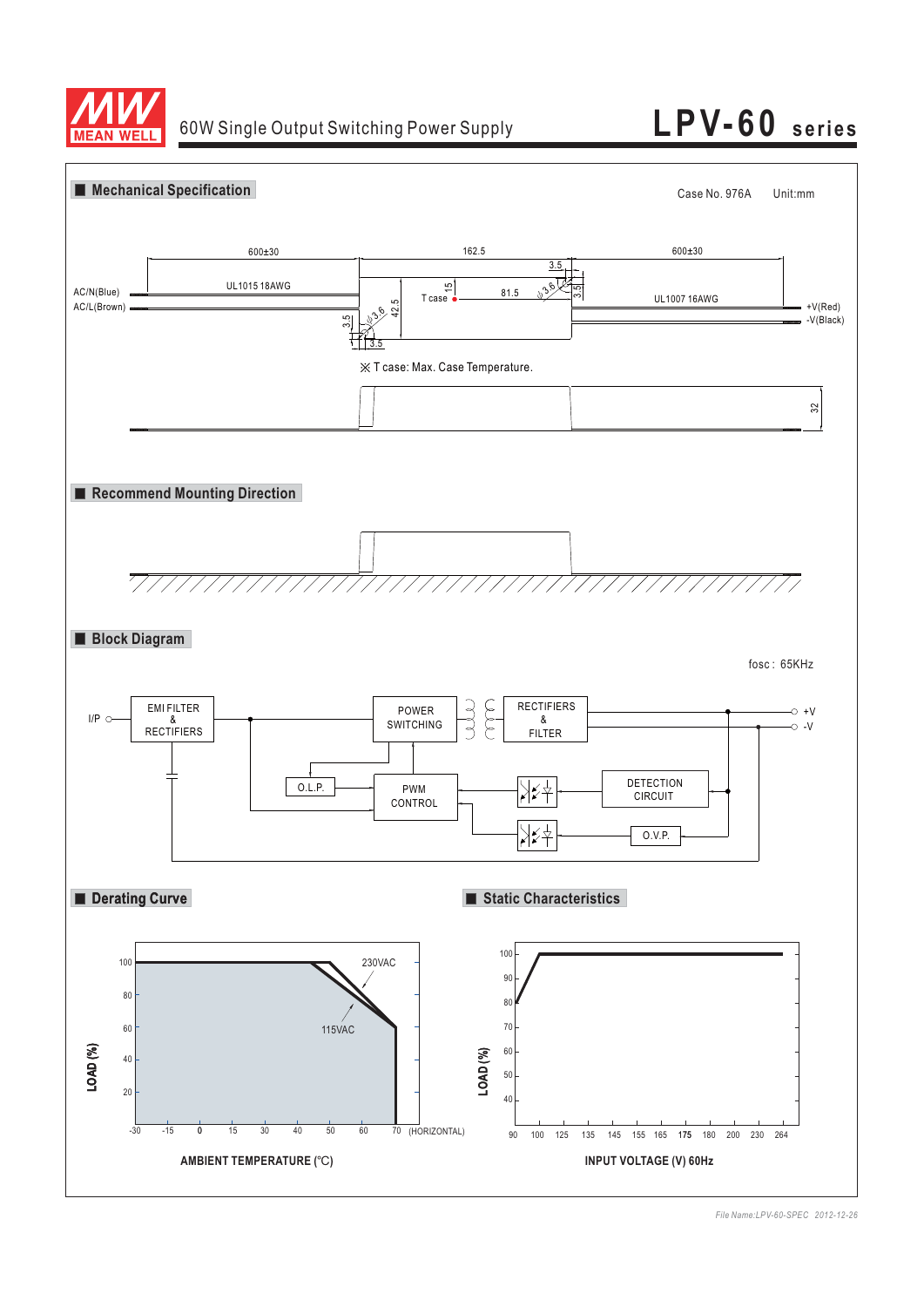# 60W Single Output Switching Power Supply

# LPV-60 series

## ■ Mechanical Specification

Case No. 976A Unit:mm

600±30
162.5
600±30
3.5
UL1015 18AWG
AC/N(Blue)
AC/L(Brown)
15
T case
81.5
ø3.6
3.5
UL1007 16AWG
+V(Red)
-V(Black)
42.5
3.5
ø3.6
3.5

※ T case: Max. Case Temperature.

32

## ■ Recommend Mounting Direction

## ■ Block Diagram

fosc : 65KHz

I/P
EMI FILTER & RECTIFIERS
POWER SWITCHING
RECTIFIERS & FILTER
+V
-V
O.L.P.
PWM CONTROL
DETECTION CIRCUIT
O.V.P.

## ■ Derating Curve

LOAD (%)
100
80
60
40
20
-30 -15 0 15 30 40 50 60 70 (HORIZONTAL)
230VAC
115VAC
AMBIENT TEMPERATURE (℃)

## ■ Static Characteristics

LOAD (%)
100
90
80
70
60
50
40
90 100 125 135 145 155 165 175 180 200 230 264
INPUT VOLTAGE (V) 60Hz

*File Name:LPV-60-SPEC 2012-12-26*